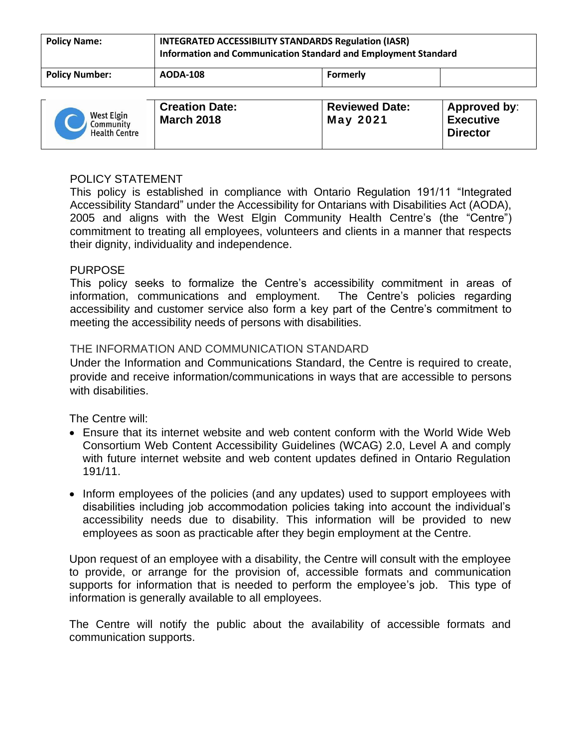| Policy Name: | INTEGRATED ACCESSIBILITY STANDARDS Regulation (IASR) Information and Communication Standard and Employment Standard | | |
|---|---|---|---|
| Policy Number: | AODA-108 | Formerly | |

| West Elgin Community Health Centre | Creation Date: March 2018 | Reviewed Date: May 2021 | Approved by: Executive Director |
|---|---|---|---|

## POLICY STATEMENT

This policy is established in compliance with Ontario Regulation 191/11 "Integrated Accessibility Standard" under the Accessibility for Ontarians with Disabilities Act (AODA), 2005 and aligns with the West Elgin Community Health Centre's (the "Centre") commitment to treating all employees, volunteers and clients in a manner that respects their dignity, individuality and independence.

## PURPOSE

This policy seeks to formalize the Centre's accessibility commitment in areas of information, communications and employment. The Centre's policies regarding accessibility and customer service also form a key part of the Centre's commitment to meeting the accessibility needs of persons with disabilities.

## THE INFORMATION AND COMMUNICATION STANDARD

Under the Information and Communications Standard, the Centre is required to create, provide and receive information/communications in ways that are accessible to persons with disabilities.

The Centre will:

- Ensure that its internet website and web content conform with the World Wide Web Consortium Web Content Accessibility Guidelines (WCAG) 2.0, Level A and comply with future internet website and web content updates defined in Ontario Regulation 191/11.
- Inform employees of the policies (and any updates) used to support employees with disabilities including job accommodation policies taking into account the individual's accessibility needs due to disability. This information will be provided to new employees as soon as practicable after they begin employment at the Centre.

Upon request of an employee with a disability, the Centre will consult with the employee to provide, or arrange for the provision of, accessible formats and communication supports for information that is needed to perform the employee's job. This type of information is generally available to all employees.

The Centre will notify the public about the availability of accessible formats and communication supports.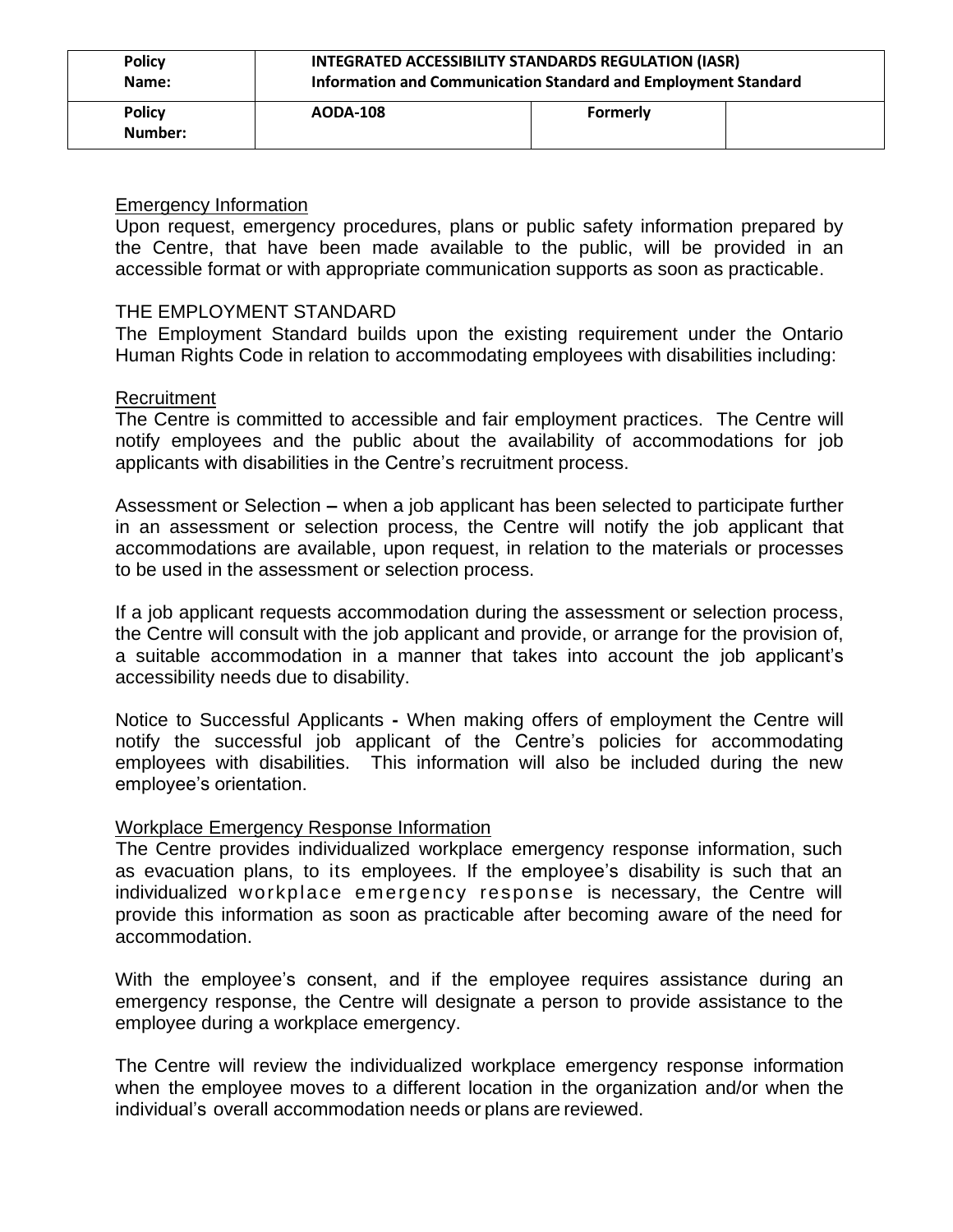| Policy Name: | INTEGRATED ACCESSIBILITY STANDARDS REGULATION (IASR) Information and Communication Standard and Employment Standard | | |
|---|---|---|---|
| Policy Number: | AODA-108 | Formerly | |

Emergency Information

Upon request, emergency procedures, plans or public safety information prepared by the Centre, that have been made available to the public, will be provided in an accessible format or with appropriate communication supports as soon as practicable.

THE EMPLOYMENT STANDARD

The Employment Standard builds upon the existing requirement under the Ontario Human Rights Code in relation to accommodating employees with disabilities including:

Recruitment

The Centre is committed to accessible and fair employment practices. The Centre will notify employees and the public about the availability of accommodations for job applicants with disabilities in the Centre's recruitment process.

Assessment or Selection – when a job applicant has been selected to participate further in an assessment or selection process, the Centre will notify the job applicant that accommodations are available, upon request, in relation to the materials or processes to be used in the assessment or selection process.

If a job applicant requests accommodation during the assessment or selection process, the Centre will consult with the job applicant and provide, or arrange for the provision of, a suitable accommodation in a manner that takes into account the job applicant's accessibility needs due to disability.

Notice to Successful Applicants - When making offers of employment the Centre will notify the successful job applicant of the Centre's policies for accommodating employees with disabilities. This information will also be included during the new employee's orientation.

Workplace Emergency Response Information

The Centre provides individualized workplace emergency response information, such as evacuation plans, to its employees. If the employee's disability is such that an individualized workplace emergency response is necessary, the Centre will provide this information as soon as practicable after becoming aware of the need for accommodation.

With the employee's consent, and if the employee requires assistance during an emergency response, the Centre will designate a person to provide assistance to the employee during a workplace emergency.

The Centre will review the individualized workplace emergency response information when the employee moves to a different location in the organization and/or when the individual's overall accommodation needs or plans are reviewed.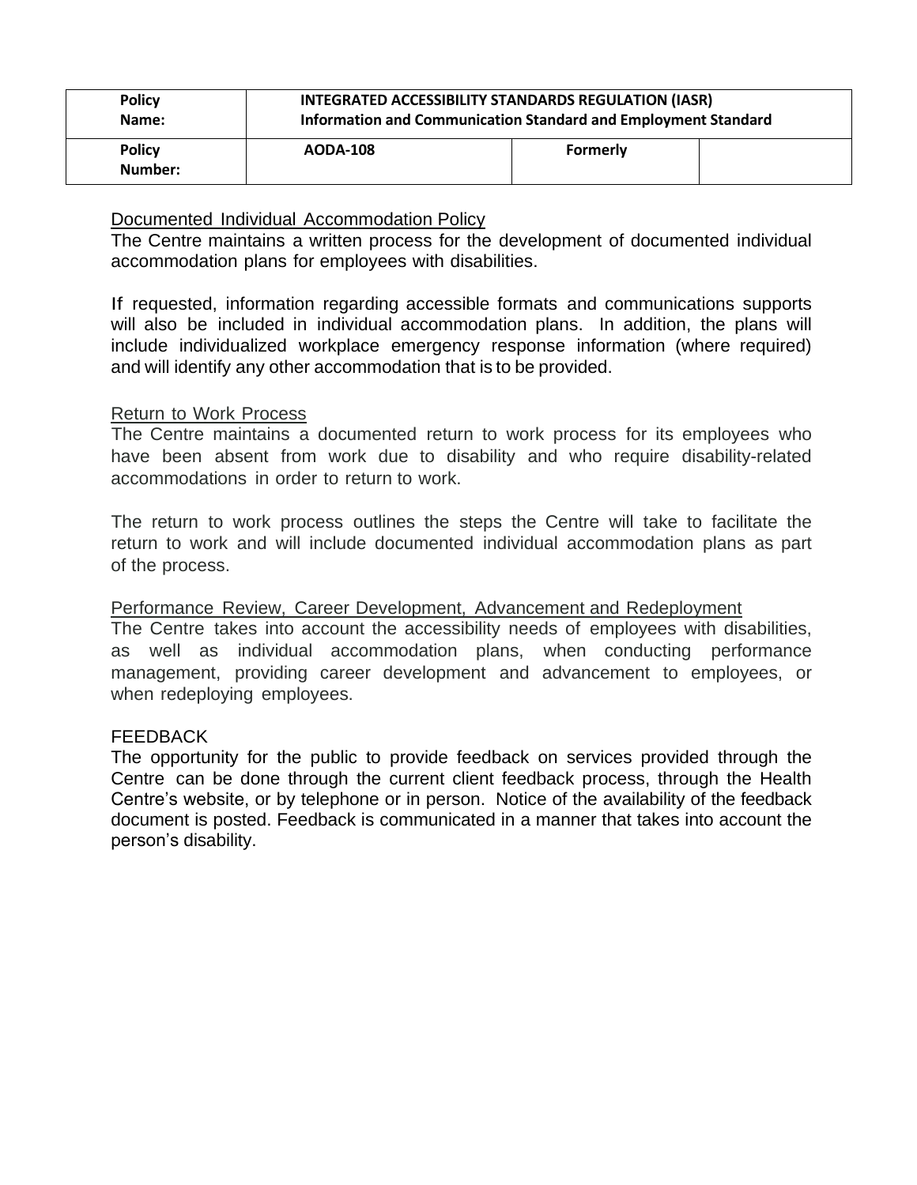| Policy Name: | INTEGRATED ACCESSIBILITY STANDARDS REGULATION (IASR) Information and Communication Standard and Employment Standard | | |
|---|---|---|---|
| Policy Number: | AODA-108 | Formerly | |

Documented Individual Accommodation Policy

The Centre maintains a written process for the development of documented individual accommodation plans for employees with disabilities.

If requested, information regarding accessible formats and communications supports will also be included in individual accommodation plans. In addition, the plans will include individualized workplace emergency response information (where required) and will identify any other accommodation that is to be provided.

Return to Work Process

The Centre maintains a documented return to work process for its employees who have been absent from work due to disability and who require disability-related accommodations in order to return to work.

The return to work process outlines the steps the Centre will take to facilitate the return to work and will include documented individual accommodation plans as part of the process.

Performance Review, Career Development, Advancement and Redeployment

The Centre takes into account the accessibility needs of employees with disabilities, as well as individual accommodation plans, when conducting performance management, providing career development and advancement to employees, or when redeploying employees.

FEEDBACK

The opportunity for the public to provide feedback on services provided through the Centre can be done through the current client feedback process, through the Health Centre's website, or by telephone or in person. Notice of the availability of the feedback document is posted. Feedback is communicated in a manner that takes into account the person's disability.